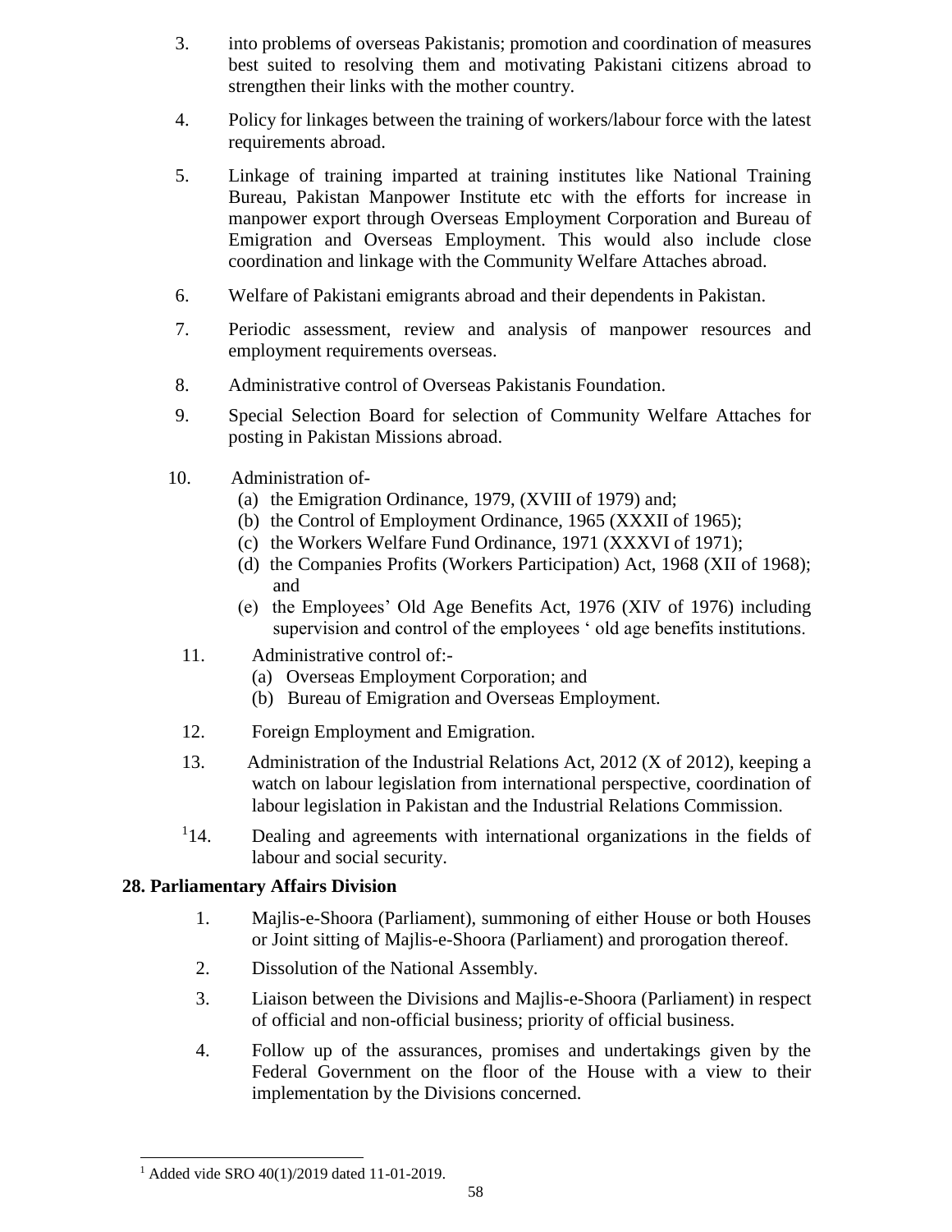3. into problems of overseas Pakistanis; promotion and coordination of measures best suited to resolving them and motivating Pakistani citizens abroad to strengthen their links with the mother country.

4. Policy for linkages between the training of workers/labour force with the latest requirements abroad.

5. Linkage of training imparted at training institutes like National Training Bureau, Pakistan Manpower Institute etc with the efforts for increase in manpower export through Overseas Employment Corporation and Bureau of Emigration and Overseas Employment. This would also include close coordination and linkage with the Community Welfare Attaches abroad.

6. Welfare of Pakistani emigrants abroad and their dependents in Pakistan.

7. Periodic assessment, review and analysis of manpower resources and employment requirements overseas.

8. Administrative control of Overseas Pakistanis Foundation.

9. Special Selection Board for selection of Community Welfare Attaches for posting in Pakistan Missions abroad.

10. Administration of-
    (a) the Emigration Ordinance, 1979, (XVIII of 1979) and;
    (b) the Control of Employment Ordinance, 1965 (XXXII of 1965);
    (c) the Workers Welfare Fund Ordinance, 1971 (XXXVI of 1971);
    (d) the Companies Profits (Workers Participation) Act, 1968 (XII of 1968); and
    (e) the Employees' Old Age Benefits Act, 1976 (XIV of 1976) including supervision and control of the employees ' old age benefits institutions.

11. Administrative control of:-
    (a) Overseas Employment Corporation; and
    (b) Bureau of Emigration and Overseas Employment.

12. Foreign Employment and Emigration.

13. Administration of the Industrial Relations Act, 2012 (X of 2012), keeping a watch on labour legislation from international perspective, coordination of labour legislation in Pakistan and the Industrial Relations Commission.

[1]14. Dealing and agreements with international organizations in the fields of labour and social security.

**28. Parliamentary Affairs Division**

1. Majlis-e-Shoora (Parliament), summoning of either House or both Houses or Joint sitting of Majlis-e-Shoora (Parliament) and prorogation thereof.

2. Dissolution of the National Assembly.

3. Liaison between the Divisions and Majlis-e-Shoora (Parliament) in respect of official and non-official business; priority of official business.

4. Follow up of the assurances, promises and undertakings given by the Federal Government on the floor of the House with a view to their implementation by the Divisions concerned.

[1] Added vide SRO 40(1)/2019 dated 11-01-2019.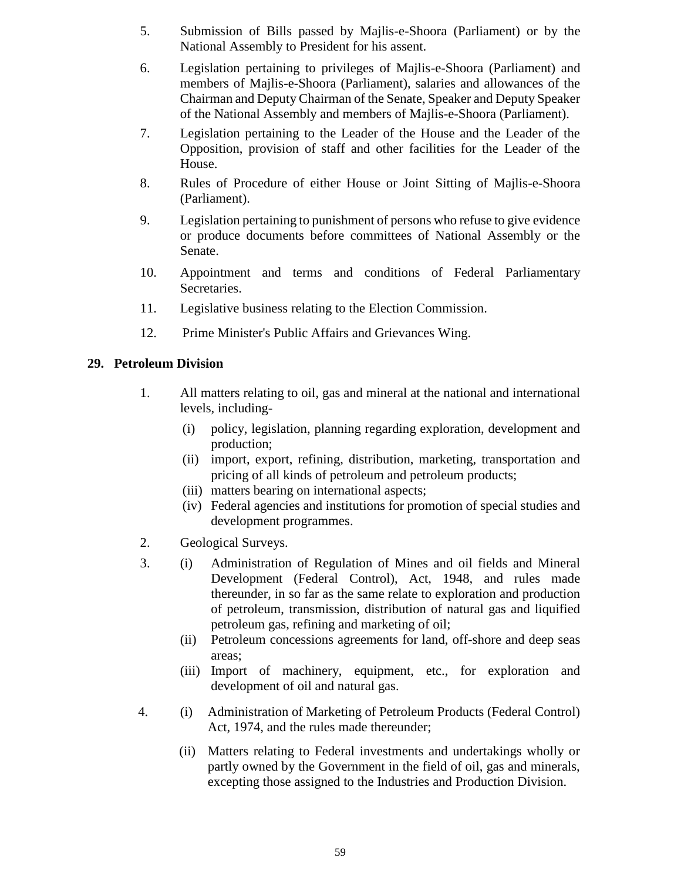5. Submission of Bills passed by Majlis-e-Shoora (Parliament) or by the National Assembly to President for his assent.

6. Legislation pertaining to privileges of Majlis-e-Shoora (Parliament) and members of Majlis-e-Shoora (Parliament), salaries and allowances of the Chairman and Deputy Chairman of the Senate, Speaker and Deputy Speaker of the National Assembly and members of Majlis-e-Shoora (Parliament).

7. Legislation pertaining to the Leader of the House and the Leader of the Opposition, provision of staff and other facilities for the Leader of the House.

8. Rules of Procedure of either House or Joint Sitting of Majlis-e-Shoora (Parliament).

9. Legislation pertaining to punishment of persons who refuse to give evidence or produce documents before committees of National Assembly or the Senate.

10. Appointment and terms and conditions of Federal Parliamentary Secretaries.

11. Legislative business relating to the Election Commission.

12. Prime Minister's Public Affairs and Grievances Wing.

## 29. Petroleum Division

1. All matters relating to oil, gas and mineral at the national and international levels, including-
   - (i) policy, legislation, planning regarding exploration, development and production;
   - (ii) import, export, refining, distribution, marketing, transportation and pricing of all kinds of petroleum and petroleum products;
   - (iii) matters bearing on international aspects;
   - (iv) Federal agencies and institutions for promotion of special studies and development programmes.

2. Geological Surveys.

3. 
   - (i) Administration of Regulation of Mines and oil fields and Mineral Development (Federal Control), Act, 1948, and rules made thereunder, in so far as the same relate to exploration and production of petroleum, transmission, distribution of natural gas and liquified petroleum gas, refining and marketing of oil;
   - (ii) Petroleum concessions agreements for land, off-shore and deep seas areas;
   - (iii) Import of machinery, equipment, etc., for exploration and development of oil and natural gas.

4. 
   - (i) Administration of Marketing of Petroleum Products (Federal Control) Act, 1974, and the rules made thereunder;
   - (ii) Matters relating to Federal investments and undertakings wholly or partly owned by the Government in the field of oil, gas and minerals, excepting those assigned to the Industries and Production Division.